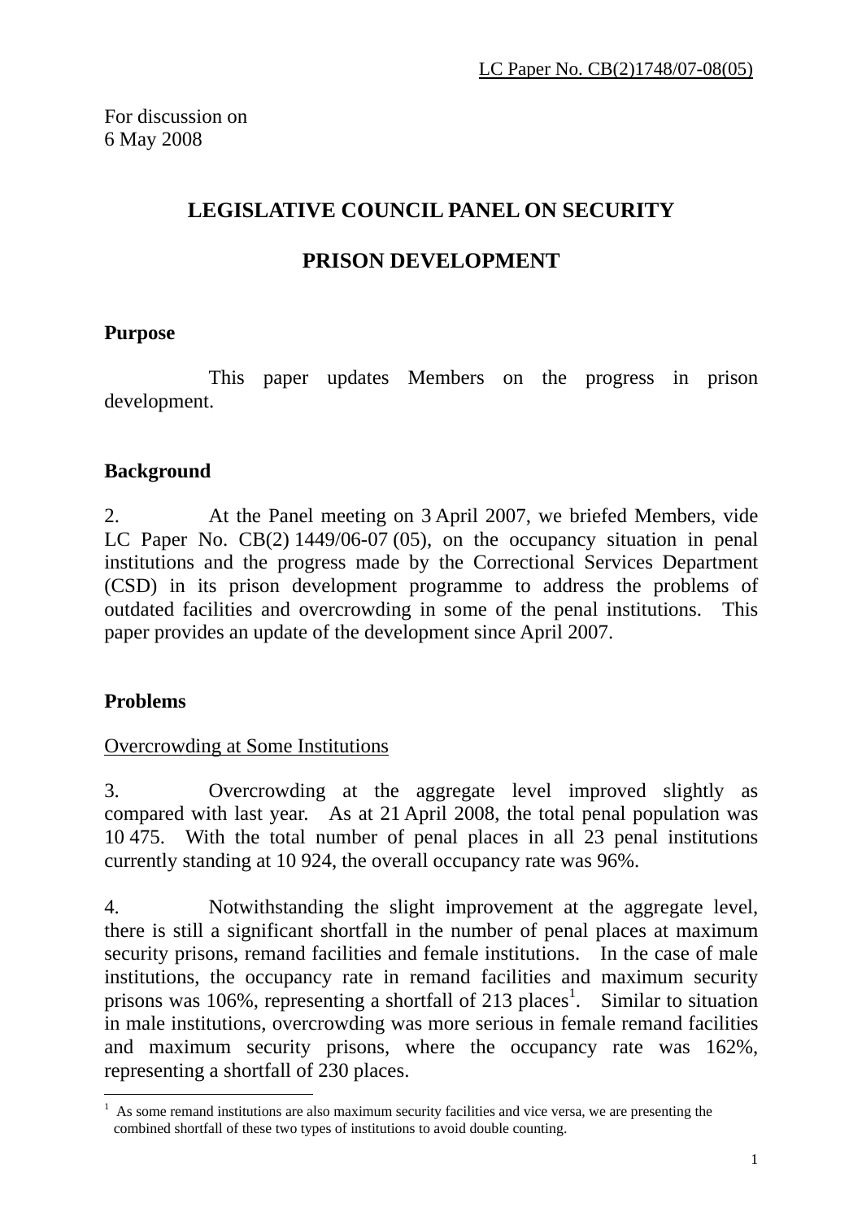LC Paper No. CB(2)1748/07-08(05)

For discussion on
6 May 2008

# LEGISLATIVE COUNCIL PANEL ON SECURITY

# PRISON DEVELOPMENT

## Purpose

This paper updates Members on the progress in prison development.

## Background

2. At the Panel meeting on 3 April 2007, we briefed Members, vide LC Paper No. CB(2) 1449/06-07 (05), on the occupancy situation in penal institutions and the progress made by the Correctional Services Department (CSD) in its prison development programme to address the problems of outdated facilities and overcrowding in some of the penal institutions. This paper provides an update of the development since April 2007.

## Problems

### Overcrowding at Some Institutions

3. Overcrowding at the aggregate level improved slightly as compared with last year. As at 21 April 2008, the total penal population was 10 475. With the total number of penal places in all 23 penal institutions currently standing at 10 924, the overall occupancy rate was 96%.

4. Notwithstanding the slight improvement at the aggregate level, there is still a significant shortfall in the number of penal places at maximum security prisons, remand facilities and female institutions. In the case of male institutions, the occupancy rate in remand facilities and maximum security prisons was 106%, representing a shortfall of 213 places[1]. Similar to situation in male institutions, overcrowding was more serious in female remand facilities and maximum security prisons, where the occupancy rate was 162%, representing a shortfall of 230 places.

[1] As some remand institutions are also maximum security facilities and vice versa, we are presenting the combined shortfall of these two types of institutions to avoid double counting.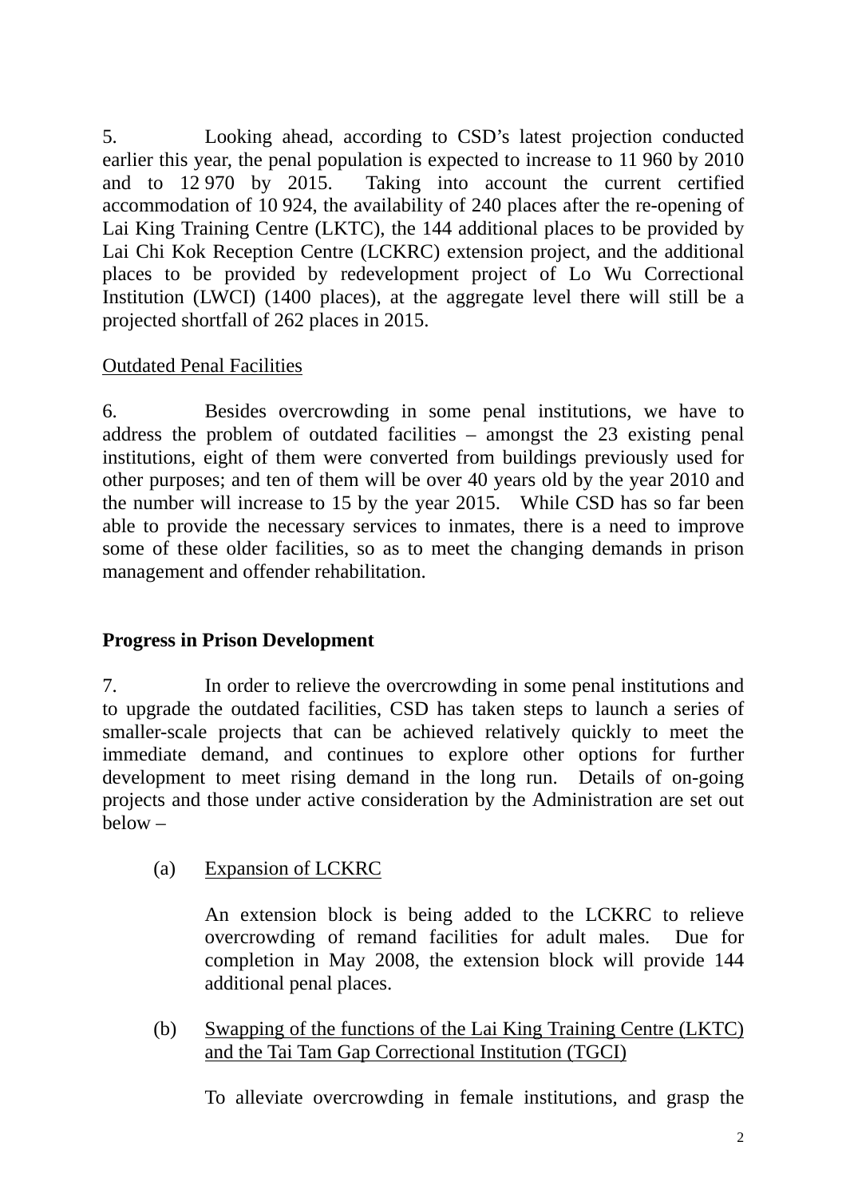5. Looking ahead, according to CSD's latest projection conducted earlier this year, the penal population is expected to increase to 11 960 by 2010 and to 12 970 by 2015. Taking into account the current certified accommodation of 10 924, the availability of 240 places after the re-opening of Lai King Training Centre (LKTC), the 144 additional places to be provided by Lai Chi Kok Reception Centre (LCKRC) extension project, and the additional places to be provided by redevelopment project of Lo Wu Correctional Institution (LWCI) (1400 places), at the aggregate level there will still be a projected shortfall of 262 places in 2015.

<u>Outdated Penal Facilities</u>

6. Besides overcrowding in some penal institutions, we have to address the problem of outdated facilities – amongst the 23 existing penal institutions, eight of them were converted from buildings previously used for other purposes; and ten of them will be over 40 years old by the year 2010 and the number will increase to 15 by the year 2015. While CSD has so far been able to provide the necessary services to inmates, there is a need to improve some of these older facilities, so as to meet the changing demands in prison management and offender rehabilitation.

**Progress in Prison Development**

7. In order to relieve the overcrowding in some penal institutions and to upgrade the outdated facilities, CSD has taken steps to launch a series of smaller-scale projects that can be achieved relatively quickly to meet the immediate demand, and continues to explore other options for further development to meet rising demand in the long run. Details of on-going projects and those under active consideration by the Administration are set out below –

(a) <u>Expansion of LCKRC</u>

An extension block is being added to the LCKRC to relieve overcrowding of remand facilities for adult males. Due for completion in May 2008, the extension block will provide 144 additional penal places.

(b) <u>Swapping of the functions of the Lai King Training Centre (LKTC) and the Tai Tam Gap Correctional Institution (TGCI)</u>

To alleviate overcrowding in female institutions, and grasp the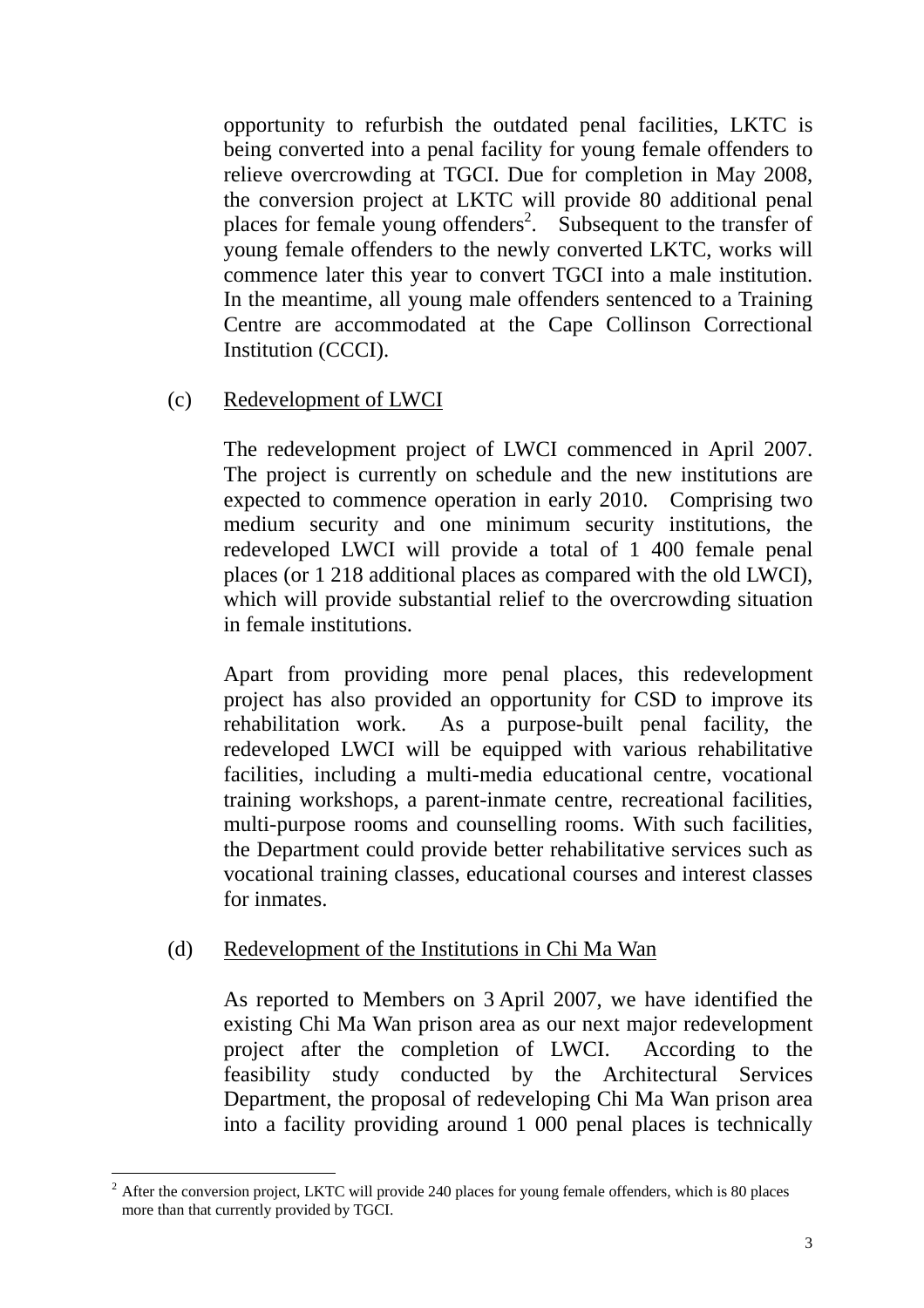opportunity to refurbish the outdated penal facilities, LKTC is being converted into a penal facility for young female offenders to relieve overcrowding at TGCI. Due for completion in May 2008, the conversion project at LKTC will provide 80 additional penal places for female young offenders[2]. Subsequent to the transfer of young female offenders to the newly converted LKTC, works will commence later this year to convert TGCI into a male institution. In the meantime, all young male offenders sentenced to a Training Centre are accommodated at the Cape Collinson Correctional Institution (CCCI).

(c) Redevelopment of LWCI

The redevelopment project of LWCI commenced in April 2007. The project is currently on schedule and the new institutions are expected to commence operation in early 2010. Comprising two medium security and one minimum security institutions, the redeveloped LWCI will provide a total of 1 400 female penal places (or 1 218 additional places as compared with the old LWCI), which will provide substantial relief to the overcrowding situation in female institutions.

Apart from providing more penal places, this redevelopment project has also provided an opportunity for CSD to improve its rehabilitation work. As a purpose-built penal facility, the redeveloped LWCI will be equipped with various rehabilitative facilities, including a multi-media educational centre, vocational training workshops, a parent-inmate centre, recreational facilities, multi-purpose rooms and counselling rooms. With such facilities, the Department could provide better rehabilitative services such as vocational training classes, educational courses and interest classes for inmates.

(d) Redevelopment of the Institutions in Chi Ma Wan

As reported to Members on 3 April 2007, we have identified the existing Chi Ma Wan prison area as our next major redevelopment project after the completion of LWCI. According to the feasibility study conducted by the Architectural Services Department, the proposal of redeveloping Chi Ma Wan prison area into a facility providing around 1 000 penal places is technically

---

[2] After the conversion project, LKTC will provide 240 places for young female offenders, which is 80 places more than that currently provided by TGCI.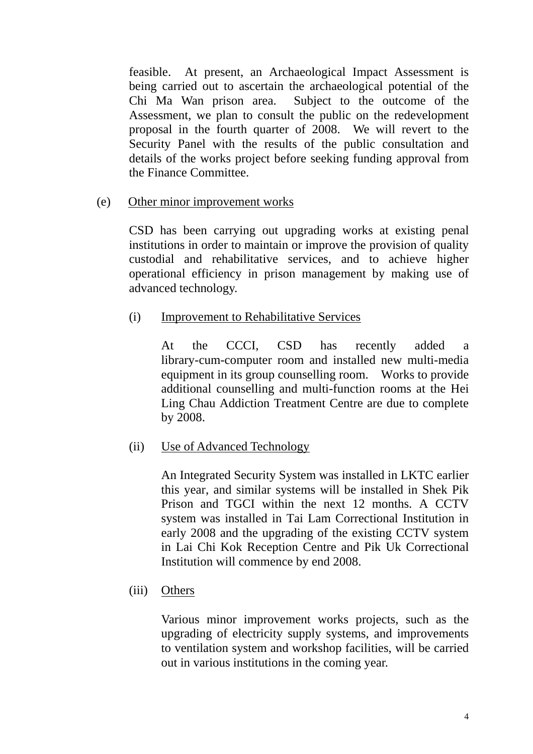feasible. At present, an Archaeological Impact Assessment is being carried out to ascertain the archaeological potential of the Chi Ma Wan prison area. Subject to the outcome of the Assessment, we plan to consult the public on the redevelopment proposal in the fourth quarter of 2008. We will revert to the Security Panel with the results of the public consultation and details of the works project before seeking funding approval from the Finance Committee.

(e) Other minor improvement works

CSD has been carrying out upgrading works at existing penal institutions in order to maintain or improve the provision of quality custodial and rehabilitative services, and to achieve higher operational efficiency in prison management by making use of advanced technology.

(i) Improvement to Rehabilitative Services

At the CCCI, CSD has recently added a library-cum-computer room and installed new multi-media equipment in its group counselling room. Works to provide additional counselling and multi-function rooms at the Hei Ling Chau Addiction Treatment Centre are due to complete by 2008.

(ii) Use of Advanced Technology

An Integrated Security System was installed in LKTC earlier this year, and similar systems will be installed in Shek Pik Prison and TGCI within the next 12 months. A CCTV system was installed in Tai Lam Correctional Institution in early 2008 and the upgrading of the existing CCTV system in Lai Chi Kok Reception Centre and Pik Uk Correctional Institution will commence by end 2008.

(iii) Others

Various minor improvement works projects, such as the upgrading of electricity supply systems, and improvements to ventilation system and workshop facilities, will be carried out in various institutions in the coming year.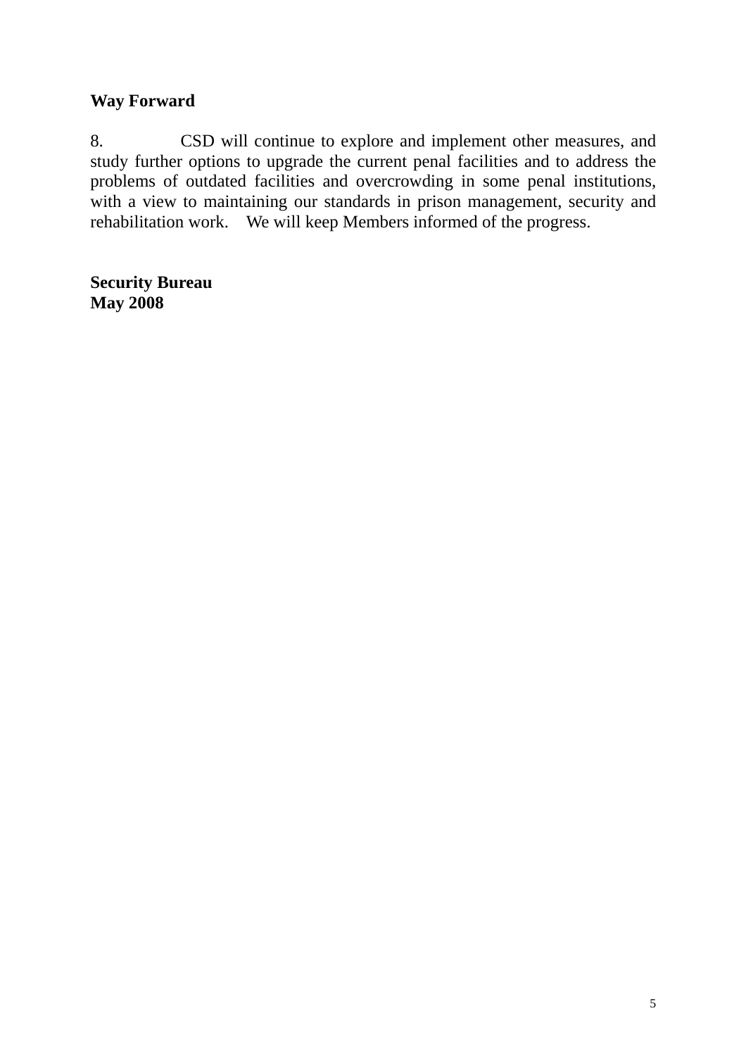**Way Forward**

8. CSD will continue to explore and implement other measures, and study further options to upgrade the current penal facilities and to address the problems of outdated facilities and overcrowding in some penal institutions, with a view to maintaining our standards in prison management, security and rehabilitation work. We will keep Members informed of the progress.

**Security Bureau**
**May 2008**